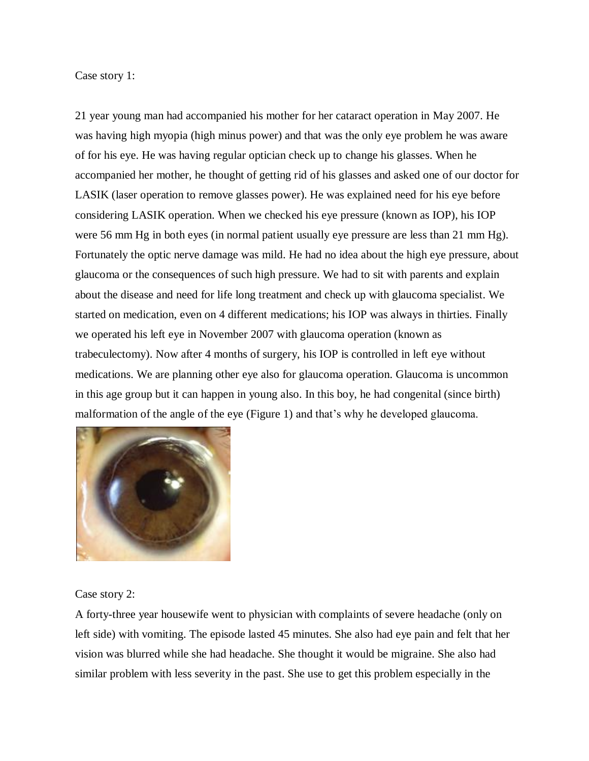Case story 1:

21 year young man had accompanied his mother for her cataract operation in May 2007. He was having high myopia (high minus power) and that was the only eye problem he was aware of for his eye. He was having regular optician check up to change his glasses. When he accompanied her mother, he thought of getting rid of his glasses and asked one of our doctor for LASIK (laser operation to remove glasses power). He was explained need for his eye before considering LASIK operation. When we checked his eye pressure (known as IOP), his IOP were 56 mm Hg in both eyes (in normal patient usually eye pressure are less than 21 mm Hg). Fortunately the optic nerve damage was mild. He had no idea about the high eye pressure, about glaucoma or the consequences of such high pressure. We had to sit with parents and explain about the disease and need for life long treatment and check up with glaucoma specialist. We started on medication, even on 4 different medications; his IOP was always in thirties. Finally we operated his left eye in November 2007 with glaucoma operation (known as trabeculectomy). Now after 4 months of surgery, his IOP is controlled in left eye without medications. We are planning other eye also for glaucoma operation. Glaucoma is uncommon in this age group but it can happen in young also. In this boy, he had congenital (since birth) malformation of the angle of the eye (Figure 1) and that's why he developed glaucoma.

Case story 2:

A forty-three year housewife went to physician with complaints of severe headache (only on left side) with vomiting. The episode lasted 45 minutes. She also had eye pain and felt that her vision was blurred while she had headache. She thought it would be migraine. She also had similar problem with less severity in the past. She use to get this problem especially in the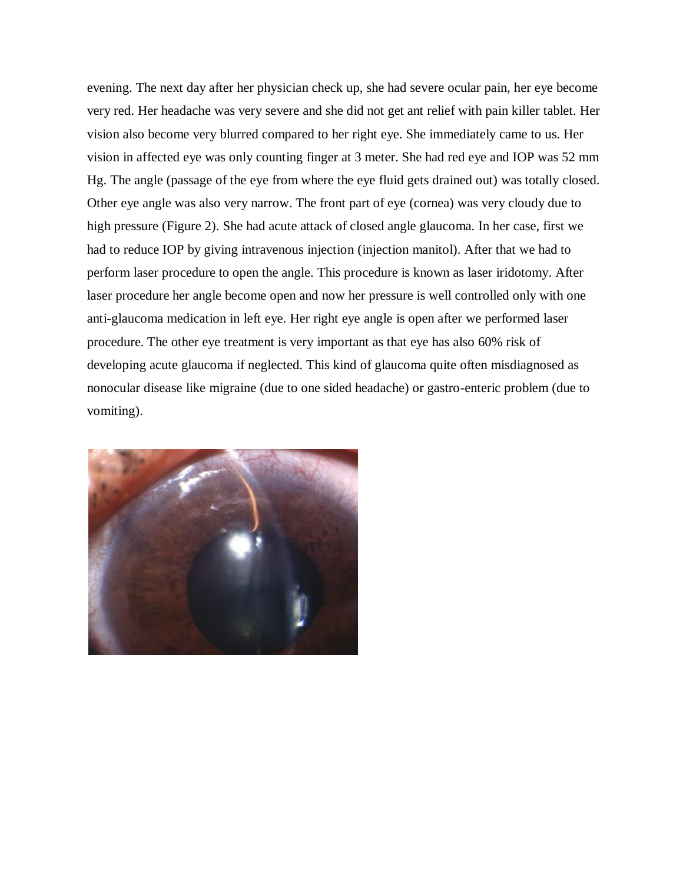evening. The next day after her physician check up, she had severe ocular pain, her eye become very red. Her headache was very severe and she did not get ant relief with pain killer tablet. Her vision also become very blurred compared to her right eye. She immediately came to us. Her vision in affected eye was only counting finger at 3 meter. She had red eye and IOP was 52 mm Hg. The angle (passage of the eye from where the eye fluid gets drained out) was totally closed. Other eye angle was also very narrow. The front part of eye (cornea) was very cloudy due to high pressure (Figure 2). She had acute attack of closed angle glaucoma. In her case, first we had to reduce IOP by giving intravenous injection (injection manitol). After that we had to perform laser procedure to open the angle. This procedure is known as laser iridotomy. After laser procedure her angle become open and now her pressure is well controlled only with one anti-glaucoma medication in left eye. Her right eye angle is open after we performed laser procedure. The other eye treatment is very important as that eye has also 60% risk of developing acute glaucoma if neglected. This kind of glaucoma quite often misdiagnosed as nonocular disease like migraine (due to one sided headache) or gastro-enteric problem (due to vomiting).